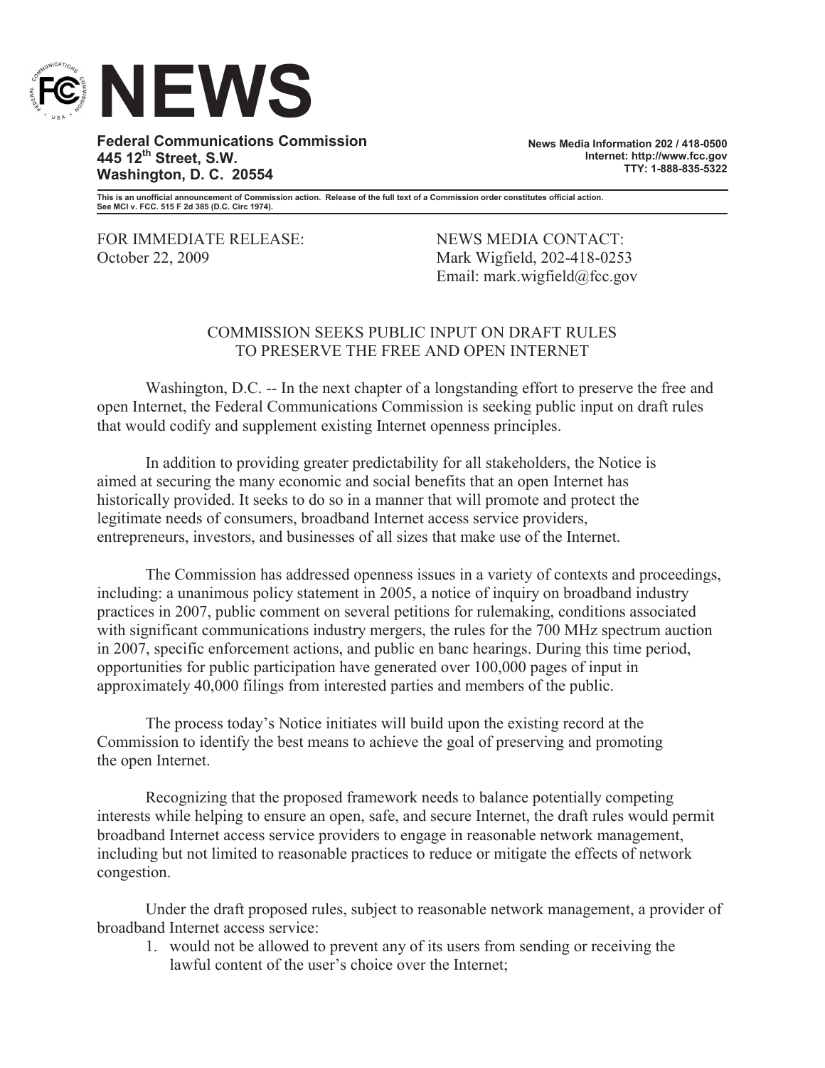# NEWS

**Federal Communications Commission**
**445 12th Street, S.W.**
**Washington, D. C. 20554**

**News Media Information 202 / 418-0500**
**Internet: http://www.fcc.gov**
**TTY: 1-888-835-5322**

**This is an unofficial announcement of Commission action. Release of the full text of a Commission order constitutes official action. See MCI v. FCC. 515 F 2d 385 (D.C. Circ 1974).**

FOR IMMEDIATE RELEASE:
October 22, 2009

NEWS MEDIA CONTACT:
Mark Wigfield, 202-418-0253
Email: mark.wigfield@fcc.gov

## COMMISSION SEEKS PUBLIC INPUT ON DRAFT RULES TO PRESERVE THE FREE AND OPEN INTERNET

Washington, D.C. -- In the next chapter of a longstanding effort to preserve the free and open Internet, the Federal Communications Commission is seeking public input on draft rules that would codify and supplement existing Internet openness principles.

In addition to providing greater predictability for all stakeholders, the Notice is aimed at securing the many economic and social benefits that an open Internet has historically provided. It seeks to do so in a manner that will promote and protect the legitimate needs of consumers, broadband Internet access service providers, entrepreneurs, investors, and businesses of all sizes that make use of the Internet.

The Commission has addressed openness issues in a variety of contexts and proceedings, including: a unanimous policy statement in 2005, a notice of inquiry on broadband industry practices in 2007, public comment on several petitions for rulemaking, conditions associated with significant communications industry mergers, the rules for the 700 MHz spectrum auction in 2007, specific enforcement actions, and public en banc hearings. During this time period, opportunities for public participation have generated over 100,000 pages of input in approximately 40,000 filings from interested parties and members of the public.

The process today's Notice initiates will build upon the existing record at the Commission to identify the best means to achieve the goal of preserving and promoting the open Internet.

Recognizing that the proposed framework needs to balance potentially competing interests while helping to ensure an open, safe, and secure Internet, the draft rules would permit broadband Internet access service providers to engage in reasonable network management, including but not limited to reasonable practices to reduce or mitigate the effects of network congestion.

Under the draft proposed rules, subject to reasonable network management, a provider of broadband Internet access service:

1. would not be allowed to prevent any of its users from sending or receiving the lawful content of the user's choice over the Internet;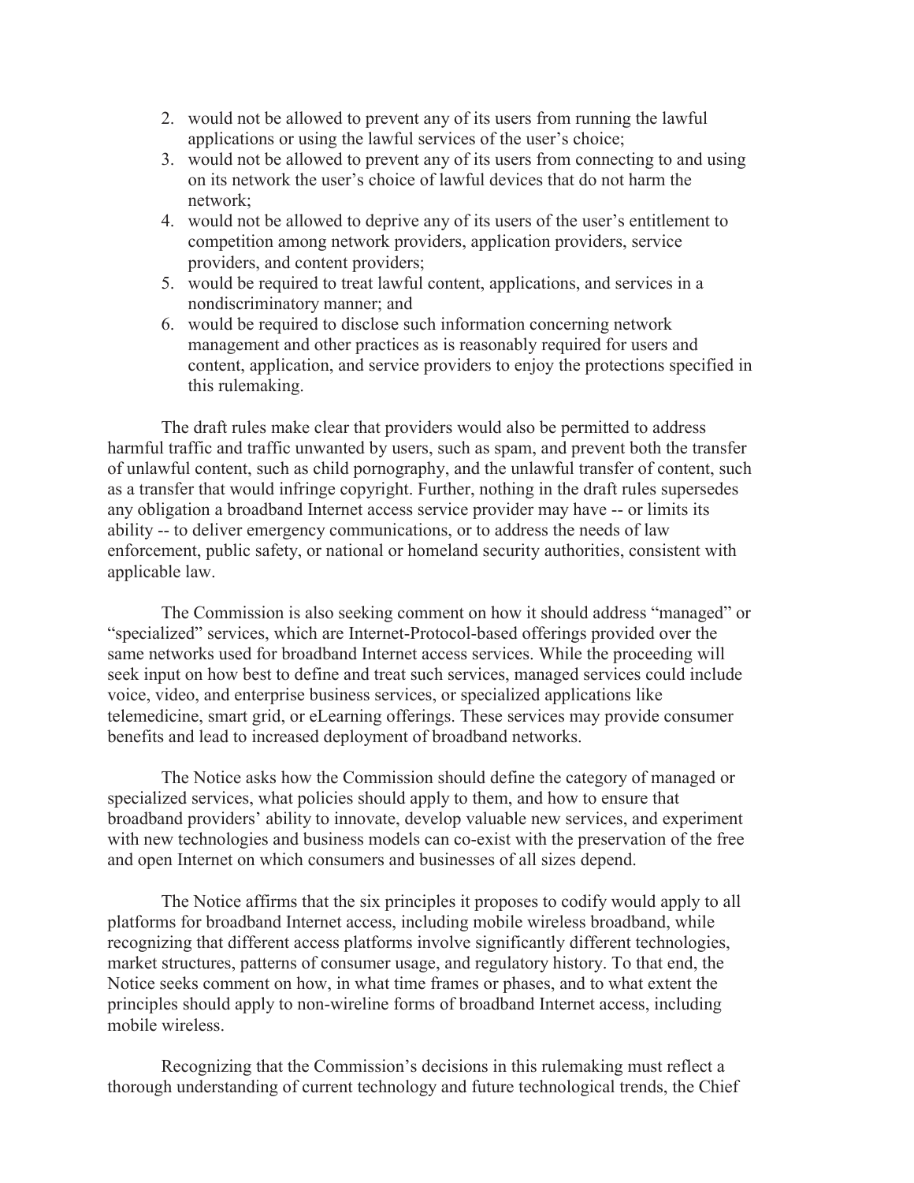2. would not be allowed to prevent any of its users from running the lawful applications or using the lawful services of the user's choice;
3. would not be allowed to prevent any of its users from connecting to and using on its network the user's choice of lawful devices that do not harm the network;
4. would not be allowed to deprive any of its users of the user's entitlement to competition among network providers, application providers, service providers, and content providers;
5. would be required to treat lawful content, applications, and services in a nondiscriminatory manner; and
6. would be required to disclose such information concerning network management and other practices as is reasonably required for users and content, application, and service providers to enjoy the protections specified in this rulemaking.

The draft rules make clear that providers would also be permitted to address harmful traffic and traffic unwanted by users, such as spam, and prevent both the transfer of unlawful content, such as child pornography, and the unlawful transfer of content, such as a transfer that would infringe copyright. Further, nothing in the draft rules supersedes any obligation a broadband Internet access service provider may have -- or limits its ability -- to deliver emergency communications, or to address the needs of law enforcement, public safety, or national or homeland security authorities, consistent with applicable law.

The Commission is also seeking comment on how it should address "managed" or "specialized" services, which are Internet-Protocol-based offerings provided over the same networks used for broadband Internet access services. While the proceeding will seek input on how best to define and treat such services, managed services could include voice, video, and enterprise business services, or specialized applications like telemedicine, smart grid, or eLearning offerings. These services may provide consumer benefits and lead to increased deployment of broadband networks.

The Notice asks how the Commission should define the category of managed or specialized services, what policies should apply to them, and how to ensure that broadband providers' ability to innovate, develop valuable new services, and experiment with new technologies and business models can co-exist with the preservation of the free and open Internet on which consumers and businesses of all sizes depend.

The Notice affirms that the six principles it proposes to codify would apply to all platforms for broadband Internet access, including mobile wireless broadband, while recognizing that different access platforms involve significantly different technologies, market structures, patterns of consumer usage, and regulatory history. To that end, the Notice seeks comment on how, in what time frames or phases, and to what extent the principles should apply to non-wireline forms of broadband Internet access, including mobile wireless.

Recognizing that the Commission's decisions in this rulemaking must reflect a thorough understanding of current technology and future technological trends, the Chief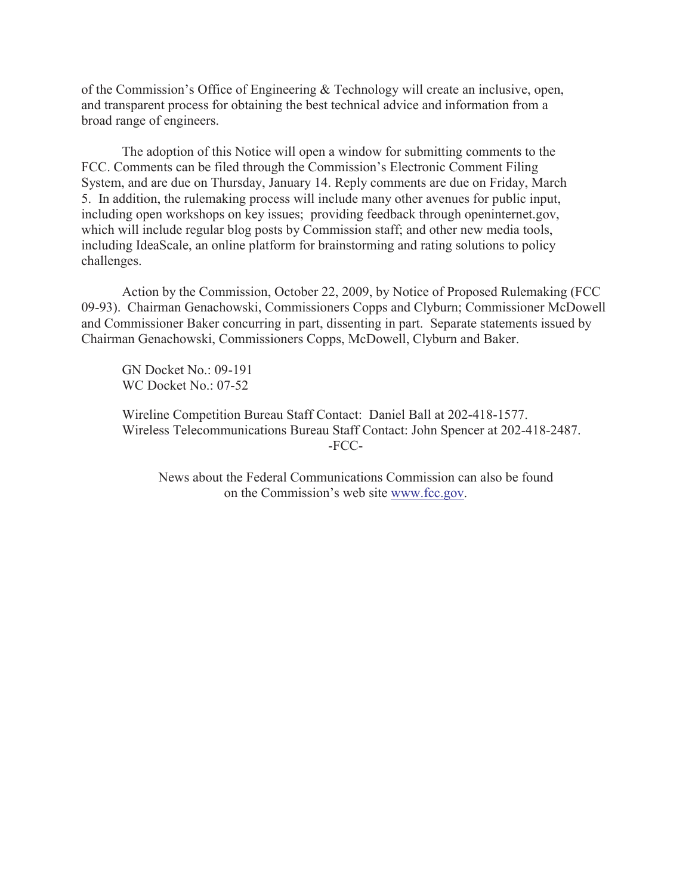of the Commission's Office of Engineering & Technology will create an inclusive, open, and transparent process for obtaining the best technical advice and information from a broad range of engineers.

The adoption of this Notice will open a window for submitting comments to the FCC. Comments can be filed through the Commission's Electronic Comment Filing System, and are due on Thursday, January 14. Reply comments are due on Friday, March 5. In addition, the rulemaking process will include many other avenues for public input, including open workshops on key issues; providing feedback through openinternet.gov, which will include regular blog posts by Commission staff; and other new media tools, including IdeaScale, an online platform for brainstorming and rating solutions to policy challenges.

Action by the Commission, October 22, 2009, by Notice of Proposed Rulemaking (FCC 09-93). Chairman Genachowski, Commissioners Copps and Clyburn; Commissioner McDowell and Commissioner Baker concurring in part, dissenting in part. Separate statements issued by Chairman Genachowski, Commissioners Copps, McDowell, Clyburn and Baker.

GN Docket No.: 09-191
WC Docket No.: 07-52

Wireline Competition Bureau Staff Contact: Daniel Ball at 202-418-1577.
Wireless Telecommunications Bureau Staff Contact: John Spencer at 202-418-2487.

-FCC-

News about the Federal Communications Commission can also be found on the Commission's web site www.fcc.gov.